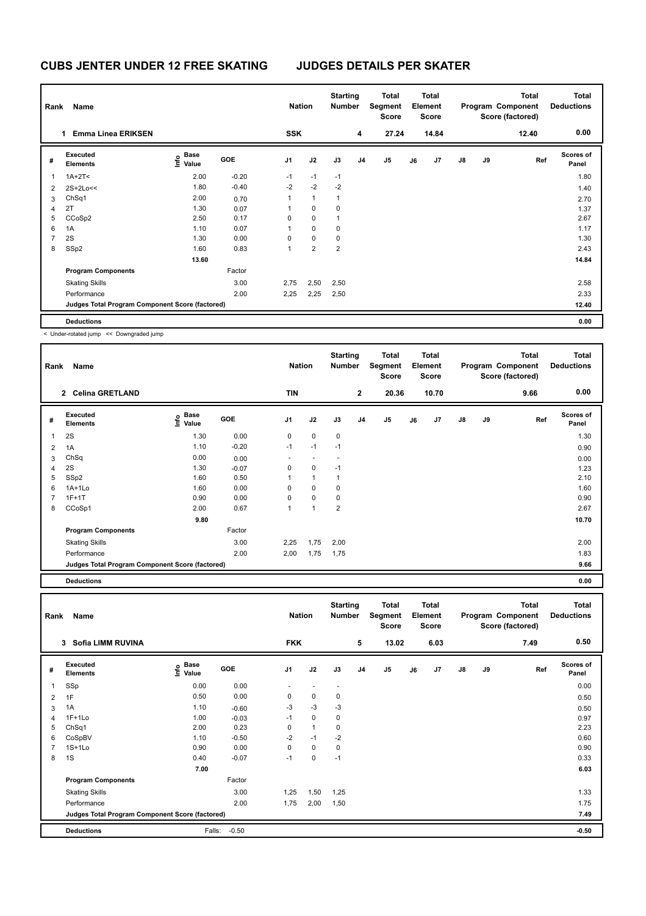# CUBS JENTER UNDER 12 FREE SKATING JUDGES DETAILS PER SKATER

| Rank | Name | Nation | Starting Number | Total Segment Score | Total Element Score | Total Program Component Score (factored) | Total Deductions |
|---|---|---|---|---|---|---|---|
| 1 | Emma Linea ERIKSEN | SSK | 4 | 27.24 | 14.84 | 12.40 | 0.00 |

| # | Executed Elements | Info | Base Value | GOE | J1 | J2 | J3 | J4 | J5 | J6 | J7 | J8 | J9 | Ref | Scores of Panel |
|---|---|---|---|---|---|---|---|---|---|---|---|---|---|---|---|
| 1 | 1A+2T< | < | 2.00 | -0.20 | -1 | -1 | -1 | | | | | | | | 1.80 |
| 2 | 2S+2Lo<< | << | 1.80 | -0.40 | -2 | -2 | -2 | | | | | | | | 1.40 |
| 3 | ChSq1 | | 2.00 | 0.70 | 1 | 1 | 1 | | | | | | | | 2.70 |
| 4 | 2T | | 1.30 | 0.07 | 1 | 0 | 0 | | | | | | | | 1.37 |
| 5 | CCoSp2 | | 2.50 | 0.17 | 0 | 0 | 1 | | | | | | | | 2.67 |
| 6 | 1A | | 1.10 | 0.07 | 1 | 0 | 0 | | | | | | | | 1.17 |
| 7 | 2S | | 1.30 | 0.00 | 0 | 0 | 0 | | | | | | | | 1.30 |
| 8 | SSp2 | | 1.60 | 0.83 | 1 | 2 | 2 | | | | | | | | 2.43 |
| | | | 13.60 | | | | | | | | | | | | 14.84 |
| | **Program Components** | | | Factor | | | | | | | | | | | |
| | Skating Skills | | | 3.00 | 2,75 | 2,50 | 2,50 | | | | | | | | 2.58 |
| | Performance | | | 2.00 | 2,25 | 2,25 | 2,50 | | | | | | | | 2.33 |
| | **Judges Total Program Component Score (factored)** | | | | | | | | | | | | | | 12.40 |
| | **Deductions** | | | | | | | | | | | | | | 0.00 |

< Under-rotated jump << Downgraded jump

| Rank | Name | Nation | Starting Number | Total Segment Score | Total Element Score | Total Program Component Score (factored) | Total Deductions |
|---|---|---|---|---|---|---|---|
| 2 | Celina GRETLAND | TIN | 2 | 20.36 | 10.70 | 9.66 | 0.00 |

| # | Executed Elements | Info | Base Value | GOE | J1 | J2 | J3 | J4 | J5 | J6 | J7 | J8 | J9 | Ref | Scores of Panel |
|---|---|---|---|---|---|---|---|---|---|---|---|---|---|---|---|
| 1 | 2S | | 1.30 | 0.00 | 0 | 0 | 0 | | | | | | | | 1.30 |
| 2 | 1A | | 1.10 | -0.20 | -1 | -1 | -1 | | | | | | | | 0.90 |
| 3 | ChSq | | 0.00 | 0.00 | - | - | - | | | | | | | | 0.00 |
| 4 | 2S | | 1.30 | -0.07 | 0 | 0 | -1 | | | | | | | | 1.23 |
| 5 | SSp2 | | 1.60 | 0.50 | 1 | 1 | 1 | | | | | | | | 2.10 |
| 6 | 1A+1Lo | | 1.60 | 0.00 | 0 | 0 | 0 | | | | | | | | 1.60 |
| 7 | 1F+1T | | 0.90 | 0.00 | 0 | 0 | 0 | | | | | | | | 0.90 |
| 8 | CCoSp1 | | 2.00 | 0.67 | 1 | 1 | 2 | | | | | | | | 2.67 |
| | | | 9.80 | | | | | | | | | | | | 10.70 |
| | **Program Components** | | | Factor | | | | | | | | | | | |
| | Skating Skills | | | 3.00 | 2,25 | 1,75 | 2,00 | | | | | | | | 2.00 |
| | Performance | | | 2.00 | 2,00 | 1,75 | 1,75 | | | | | | | | 1.83 |
| | **Judges Total Program Component Score (factored)** | | | | | | | | | | | | | | 9.66 |
| | **Deductions** | | | | | | | | | | | | | | 0.00 |

| Rank | Name | Nation | Starting Number | Total Segment Score | Total Element Score | Total Program Component Score (factored) | Total Deductions |
|---|---|---|---|---|---|---|---|
| 3 | Sofia LIMM RUVINA | FKK | 5 | 13.02 | 6.03 | 7.49 | 0.50 |

| # | Executed Elements | Info | Base Value | GOE | J1 | J2 | J3 | J4 | J5 | J6 | J7 | J8 | J9 | Ref | Scores of Panel |
|---|---|---|---|---|---|---|---|---|---|---|---|---|---|---|---|
| 1 | SSp | | 0.00 | 0.00 | - | - | - | | | | | | | | 0.00 |
| 2 | 1F | | 0.50 | 0.00 | 0 | 0 | 0 | | | | | | | | 0.50 |
| 3 | 1A | | 1.10 | -0.60 | -3 | -3 | -3 | | | | | | | | 0.50 |
| 4 | 1F+1Lo | | 1.00 | -0.03 | -1 | 0 | 0 | | | | | | | | 0.97 |
| 5 | ChSq1 | | 2.00 | 0.23 | 0 | 1 | 0 | | | | | | | | 2.23 |
| 6 | CoSpBV | | 1.10 | -0.50 | -2 | -1 | -2 | | | | | | | | 0.60 |
| 7 | 1S+1Lo | | 0.90 | 0.00 | 0 | 0 | 0 | | | | | | | | 0.90 |
| 8 | 1S | | 0.40 | -0.07 | -1 | 0 | -1 | | | | | | | | 0.33 |
| | | | 7.00 | | | | | | | | | | | | 6.03 |
| | **Program Components** | | | Factor | | | | | | | | | | | |
| | Skating Skills | | | 3.00 | 1,25 | 1,50 | 1,25 | | | | | | | | 1.33 |
| | Performance | | | 2.00 | 1,75 | 2,00 | 1,50 | | | | | | | | 1.75 |
| | **Judges Total Program Component Score (factored)** | | | | | | | | | | | | | | 7.49 |
| | **Deductions** | | Falls: | -0.50 | | | | | | | | | | | -0.50 |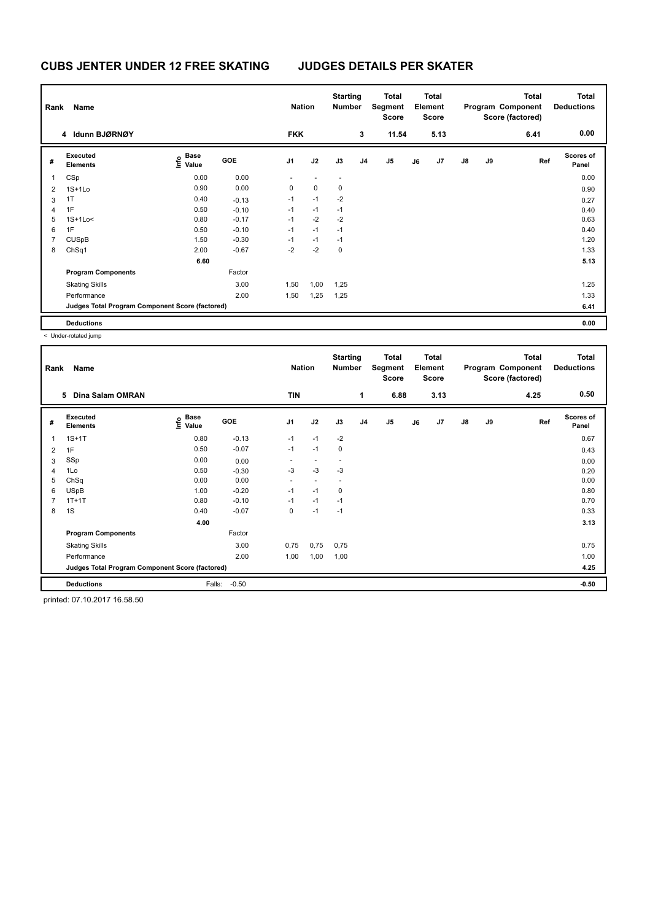# CUBS JENTER UNDER 12 FREE SKATING JUDGES DETAILS PER SKATER

| Rank | Name | Nation | Starting Number | Total Segment Score | Total Element Score | Total Program Component Score (factored) | Total Deductions |
|---|---|---|---|---|---|---|---|
| 4 | Idunn BJØRNØY | FKK | 3 | 11.54 | 5.13 | 6.41 | 0.00 |

| # | Executed Elements | Info | Base Value | GOE | J1 | J2 | J3 | J4 | J5 | J6 | J7 | J8 | J9 | Ref | Scores of Panel |
|---|---|---|---|---|---|---|---|---|---|---|---|---|---|---|---|
| 1 | CSp | | 0.00 | 0.00 | - | - | - | | | | | | | | 0.00 |
| 2 | 1S+1Lo | | 0.90 | 0.00 | 0 | 0 | 0 | | | | | | | | 0.90 |
| 3 | 1T | | 0.40 | -0.13 | -1 | -1 | -2 | | | | | | | | 0.27 |
| 4 | 1F | | 0.50 | -0.10 | -1 | -1 | -1 | | | | | | | | 0.40 |
| 5 | 1S+1Lo< | | 0.80 | -0.17 | -1 | -2 | -2 | | | | | | | | 0.63 |
| 6 | 1F | | 0.50 | -0.10 | -1 | -1 | -1 | | | | | | | | 0.40 |
| 7 | CUSpB | | 1.50 | -0.30 | -1 | -1 | -1 | | | | | | | | 1.20 |
| 8 | ChSq1 | | 2.00 | -0.67 | -2 | -2 | 0 | | | | | | | | 1.33 |
| | | | 6.60 | | | | | | | | | | | | 5.13 |
| | Program Components | | | Factor | | | | | | | | | | | |
| | Skating Skills | | | 3.00 | 1,50 | 1,00 | 1,25 | | | | | | | | 1.25 |
| | Performance | | | 2.00 | 1,50 | 1,25 | 1,25 | | | | | | | | 1.33 |
| | Judges Total Program Component Score (factored) | | | | | | | | | | | | | | 6.41 |
| | Deductions | | | | | | | | | | | | | | 0.00 |

< Under-rotated jump

| Rank | Name | Nation | Starting Number | Total Segment Score | Total Element Score | Total Program Component Score (factored) | Total Deductions |
|---|---|---|---|---|---|---|---|
| 5 | Dina Salam OMRAN | TIN | 1 | 6.88 | 3.13 | 4.25 | 0.50 |

| # | Executed Elements | Info | Base Value | GOE | J1 | J2 | J3 | J4 | J5 | J6 | J7 | J8 | J9 | Ref | Scores of Panel |
|---|---|---|---|---|---|---|---|---|---|---|---|---|---|---|---|
| 1 | 1S+1T | | 0.80 | -0.13 | -1 | -1 | -2 | | | | | | | | 0.67 |
| 2 | 1F | | 0.50 | -0.07 | -1 | -1 | 0 | | | | | | | | 0.43 |
| 3 | SSp | | 0.00 | 0.00 | - | - | - | | | | | | | | 0.00 |
| 4 | 1Lo | | 0.50 | -0.30 | -3 | -3 | -3 | | | | | | | | 0.20 |
| 5 | ChSq | | 0.00 | 0.00 | - | - | - | | | | | | | | 0.00 |
| 6 | USpB | | 1.00 | -0.20 | -1 | -1 | 0 | | | | | | | | 0.80 |
| 7 | 1T+1T | | 0.80 | -0.10 | -1 | -1 | -1 | | | | | | | | 0.70 |
| 8 | 1S | | 0.40 | -0.07 | 0 | -1 | -1 | | | | | | | | 0.33 |
| | | | 4.00 | | | | | | | | | | | | 3.13 |
| | Program Components | | | Factor | | | | | | | | | | | |
| | Skating Skills | | | 3.00 | 0,75 | 0,75 | 0,75 | | | | | | | | 0.75 |
| | Performance | | | 2.00 | 1,00 | 1,00 | 1,00 | | | | | | | | 1.00 |
| | Judges Total Program Component Score (factored) | | | | | | | | | | | | | | 4.25 |
| | Deductions | | Falls: | -0.50 | | | | | | | | | | | -0.50 |

printed: 07.10.2017 16.58.50